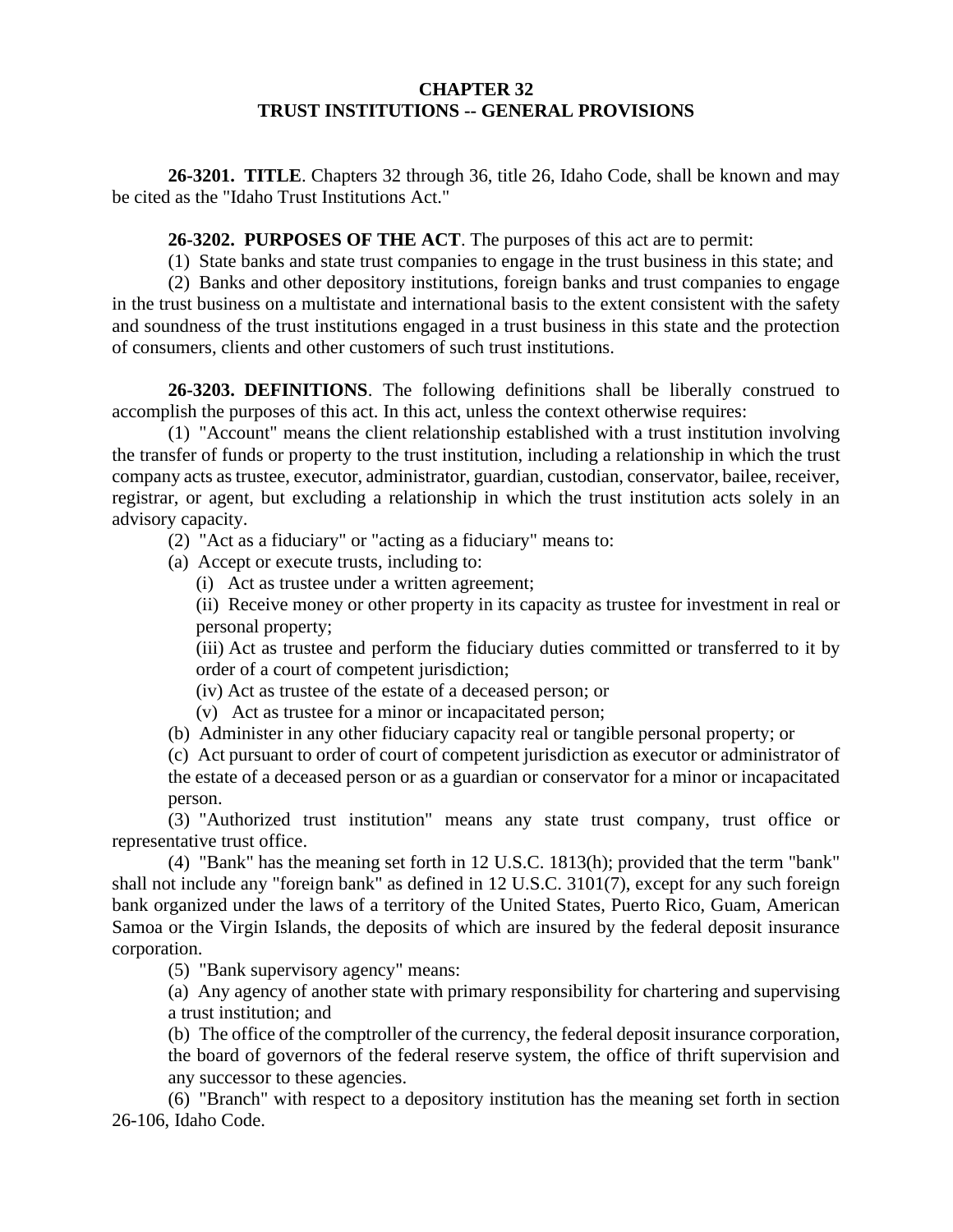# CHAPTER 32
# TRUST INSTITUTIONS -- GENERAL PROVISIONS

**26-3201. TITLE**. Chapters 32 through 36, title 26, Idaho Code, shall be known and may be cited as the "Idaho Trust Institutions Act."

**26-3202. PURPOSES OF THE ACT**. The purposes of this act are to permit:

(1) State banks and state trust companies to engage in the trust business in this state; and

(2) Banks and other depository institutions, foreign banks and trust companies to engage in the trust business on a multistate and international basis to the extent consistent with the safety and soundness of the trust institutions engaged in a trust business in this state and the protection of consumers, clients and other customers of such trust institutions.

**26-3203. DEFINITIONS**. The following definitions shall be liberally construed to accomplish the purposes of this act. In this act, unless the context otherwise requires:

(1) "Account" means the client relationship established with a trust institution involving the transfer of funds or property to the trust institution, including a relationship in which the trust company acts as trustee, executor, administrator, guardian, custodian, conservator, bailee, receiver, registrar, or agent, but excluding a relationship in which the trust institution acts solely in an advisory capacity.

(2) "Act as a fiduciary" or "acting as a fiduciary" means to:

(a) Accept or execute trusts, including to:

(i) Act as trustee under a written agreement;

(ii) Receive money or other property in its capacity as trustee for investment in real or personal property;

(iii) Act as trustee and perform the fiduciary duties committed or transferred to it by order of a court of competent jurisdiction;

(iv) Act as trustee of the estate of a deceased person; or

(v) Act as trustee for a minor or incapacitated person;

(b) Administer in any other fiduciary capacity real or tangible personal property; or

(c) Act pursuant to order of court of competent jurisdiction as executor or administrator of the estate of a deceased person or as a guardian or conservator for a minor or incapacitated person.

(3) "Authorized trust institution" means any state trust company, trust office or representative trust office.

(4) "Bank" has the meaning set forth in 12 U.S.C. 1813(h); provided that the term "bank" shall not include any "foreign bank" as defined in 12 U.S.C. 3101(7), except for any such foreign bank organized under the laws of a territory of the United States, Puerto Rico, Guam, American Samoa or the Virgin Islands, the deposits of which are insured by the federal deposit insurance corporation.

(5) "Bank supervisory agency" means:

(a) Any agency of another state with primary responsibility for chartering and supervising a trust institution; and

(b) The office of the comptroller of the currency, the federal deposit insurance corporation, the board of governors of the federal reserve system, the office of thrift supervision and any successor to these agencies.

(6) "Branch" with respect to a depository institution has the meaning set forth in section 26-106, Idaho Code.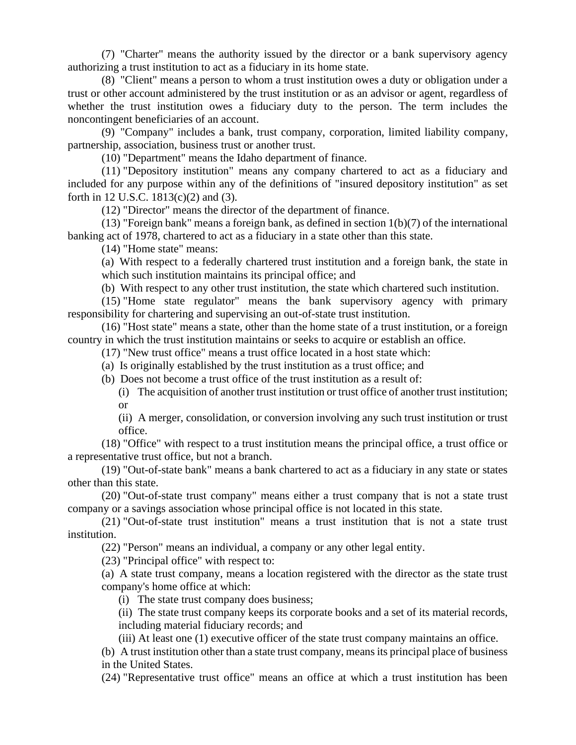(7) "Charter" means the authority issued by the director or a bank supervisory agency authorizing a trust institution to act as a fiduciary in its home state.

(8) "Client" means a person to whom a trust institution owes a duty or obligation under a trust or other account administered by the trust institution or as an advisor or agent, regardless of whether the trust institution owes a fiduciary duty to the person. The term includes the noncontingent beneficiaries of an account.

(9) "Company" includes a bank, trust company, corporation, limited liability company, partnership, association, business trust or another trust.

(10) "Department" means the Idaho department of finance.

(11) "Depository institution" means any company chartered to act as a fiduciary and included for any purpose within any of the definitions of "insured depository institution" as set forth in 12 U.S.C. 1813(c)(2) and (3).

(12) "Director" means the director of the department of finance.

(13) "Foreign bank" means a foreign bank, as defined in section 1(b)(7) of the international banking act of 1978, chartered to act as a fiduciary in a state other than this state.

(14) "Home state" means:

(a) With respect to a federally chartered trust institution and a foreign bank, the state in which such institution maintains its principal office; and

(b) With respect to any other trust institution, the state which chartered such institution.

(15) "Home state regulator" means the bank supervisory agency with primary responsibility for chartering and supervising an out-of-state trust institution.

(16) "Host state" means a state, other than the home state of a trust institution, or a foreign country in which the trust institution maintains or seeks to acquire or establish an office.

(17) "New trust office" means a trust office located in a host state which:

(a) Is originally established by the trust institution as a trust office; and

(b) Does not become a trust office of the trust institution as a result of:

(i) The acquisition of another trust institution or trust office of another trust institution; or

(ii) A merger, consolidation, or conversion involving any such trust institution or trust office.

(18) "Office" with respect to a trust institution means the principal office, a trust office or a representative trust office, but not a branch.

(19) "Out-of-state bank" means a bank chartered to act as a fiduciary in any state or states other than this state.

(20) "Out-of-state trust company" means either a trust company that is not a state trust company or a savings association whose principal office is not located in this state.

(21) "Out-of-state trust institution" means a trust institution that is not a state trust institution.

(22) "Person" means an individual, a company or any other legal entity.

(23) "Principal office" with respect to:

(a) A state trust company, means a location registered with the director as the state trust company's home office at which:

(i) The state trust company does business;

(ii) The state trust company keeps its corporate books and a set of its material records, including material fiduciary records; and

(iii) At least one (1) executive officer of the state trust company maintains an office.

(b) A trust institution other than a state trust company, means its principal place of business in the United States.

(24) "Representative trust office" means an office at which a trust institution has been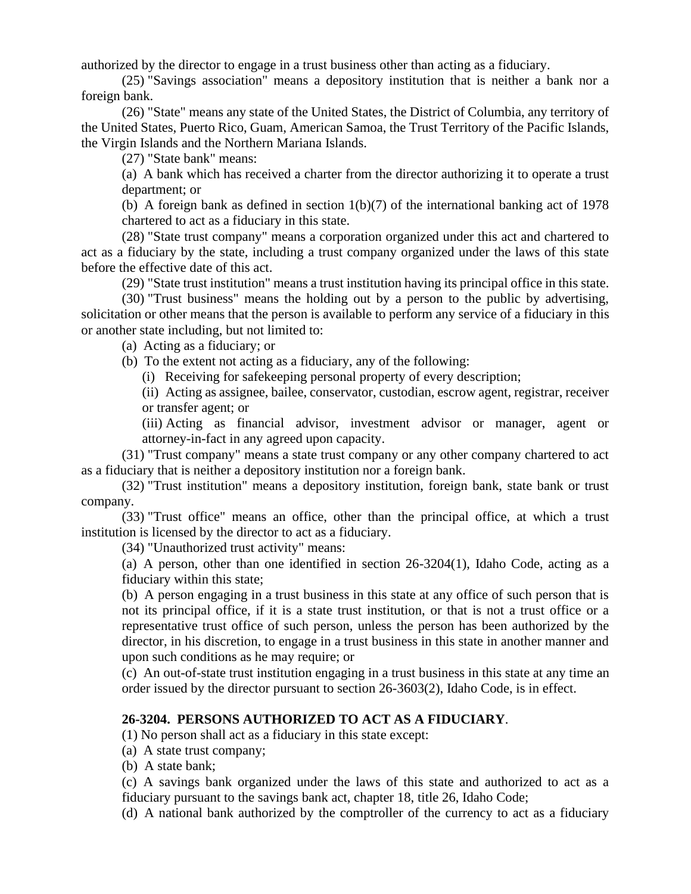authorized by the director to engage in a trust business other than acting as a fiduciary.

(25) "Savings association" means a depository institution that is neither a bank nor a foreign bank.

(26) "State" means any state of the United States, the District of Columbia, any territory of the United States, Puerto Rico, Guam, American Samoa, the Trust Territory of the Pacific Islands, the Virgin Islands and the Northern Mariana Islands.

(27) "State bank" means:

(a) A bank which has received a charter from the director authorizing it to operate a trust department; or

(b) A foreign bank as defined in section 1(b)(7) of the international banking act of 1978 chartered to act as a fiduciary in this state.

(28) "State trust company" means a corporation organized under this act and chartered to act as a fiduciary by the state, including a trust company organized under the laws of this state before the effective date of this act.

(29) "State trust institution" means a trust institution having its principal office in this state.

(30) "Trust business" means the holding out by a person to the public by advertising, solicitation or other means that the person is available to perform any service of a fiduciary in this or another state including, but not limited to:

(a) Acting as a fiduciary; or

(b) To the extent not acting as a fiduciary, any of the following:

(i) Receiving for safekeeping personal property of every description;

(ii) Acting as assignee, bailee, conservator, custodian, escrow agent, registrar, receiver or transfer agent; or

(iii) Acting as financial advisor, investment advisor or manager, agent or attorney-in-fact in any agreed upon capacity.

(31) "Trust company" means a state trust company or any other company chartered to act as a fiduciary that is neither a depository institution nor a foreign bank.

(32) "Trust institution" means a depository institution, foreign bank, state bank or trust company.

(33) "Trust office" means an office, other than the principal office, at which a trust institution is licensed by the director to act as a fiduciary.

(34) "Unauthorized trust activity" means:

(a) A person, other than one identified in section 26-3204(1), Idaho Code, acting as a fiduciary within this state;

(b) A person engaging in a trust business in this state at any office of such person that is not its principal office, if it is a state trust institution, or that is not a trust office or a representative trust office of such person, unless the person has been authorized by the director, in his discretion, to engage in a trust business in this state in another manner and upon such conditions as he may require; or

(c) An out-of-state trust institution engaging in a trust business in this state at any time an order issued by the director pursuant to section 26-3603(2), Idaho Code, is in effect.

**26-3204. PERSONS AUTHORIZED TO ACT AS A FIDUCIARY**.

(1) No person shall act as a fiduciary in this state except:

(a) A state trust company;

(b) A state bank;

(c) A savings bank organized under the laws of this state and authorized to act as a fiduciary pursuant to the savings bank act, chapter 18, title 26, Idaho Code;

(d) A national bank authorized by the comptroller of the currency to act as a fiduciary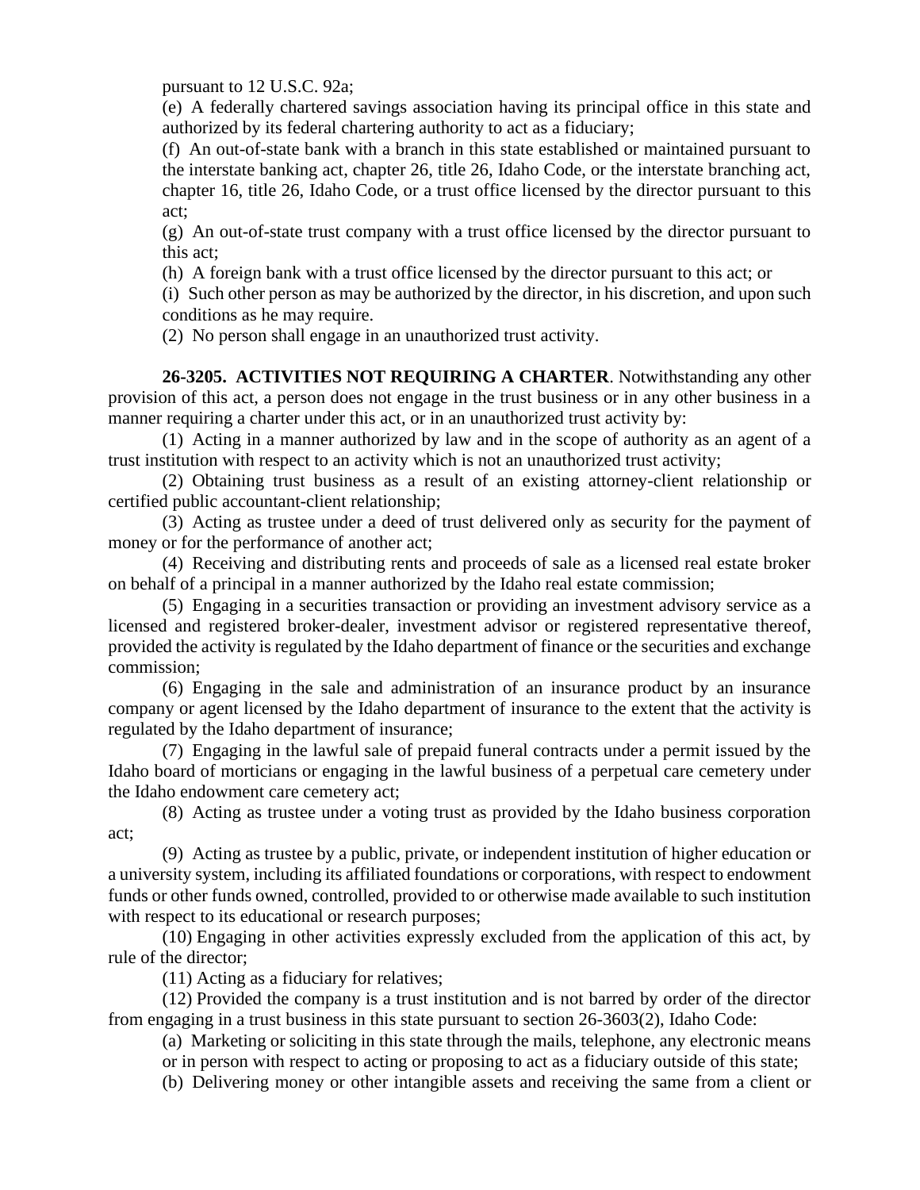pursuant to 12 U.S.C. 92a;

(e) A federally chartered savings association having its principal office in this state and authorized by its federal chartering authority to act as a fiduciary;

(f) An out-of-state bank with a branch in this state established or maintained pursuant to the interstate banking act, chapter 26, title 26, Idaho Code, or the interstate branching act, chapter 16, title 26, Idaho Code, or a trust office licensed by the director pursuant to this act;

(g) An out-of-state trust company with a trust office licensed by the director pursuant to this act;

(h) A foreign bank with a trust office licensed by the director pursuant to this act; or

(i) Such other person as may be authorized by the director, in his discretion, and upon such conditions as he may require.

(2) No person shall engage in an unauthorized trust activity.

**26-3205. ACTIVITIES NOT REQUIRING A CHARTER**. Notwithstanding any other provision of this act, a person does not engage in the trust business or in any other business in a manner requiring a charter under this act, or in an unauthorized trust activity by:

(1) Acting in a manner authorized by law and in the scope of authority as an agent of a trust institution with respect to an activity which is not an unauthorized trust activity;

(2) Obtaining trust business as a result of an existing attorney-client relationship or certified public accountant-client relationship;

(3) Acting as trustee under a deed of trust delivered only as security for the payment of money or for the performance of another act;

(4) Receiving and distributing rents and proceeds of sale as a licensed real estate broker on behalf of a principal in a manner authorized by the Idaho real estate commission;

(5) Engaging in a securities transaction or providing an investment advisory service as a licensed and registered broker-dealer, investment advisor or registered representative thereof, provided the activity is regulated by the Idaho department of finance or the securities and exchange commission;

(6) Engaging in the sale and administration of an insurance product by an insurance company or agent licensed by the Idaho department of insurance to the extent that the activity is regulated by the Idaho department of insurance;

(7) Engaging in the lawful sale of prepaid funeral contracts under a permit issued by the Idaho board of morticians or engaging in the lawful business of a perpetual care cemetery under the Idaho endowment care cemetery act;

(8) Acting as trustee under a voting trust as provided by the Idaho business corporation act;

(9) Acting as trustee by a public, private, or independent institution of higher education or a university system, including its affiliated foundations or corporations, with respect to endowment funds or other funds owned, controlled, provided to or otherwise made available to such institution with respect to its educational or research purposes;

(10) Engaging in other activities expressly excluded from the application of this act, by rule of the director;

(11) Acting as a fiduciary for relatives;

(12) Provided the company is a trust institution and is not barred by order of the director from engaging in a trust business in this state pursuant to section 26-3603(2), Idaho Code:

(a) Marketing or soliciting in this state through the mails, telephone, any electronic means or in person with respect to acting or proposing to act as a fiduciary outside of this state;

(b) Delivering money or other intangible assets and receiving the same from a client or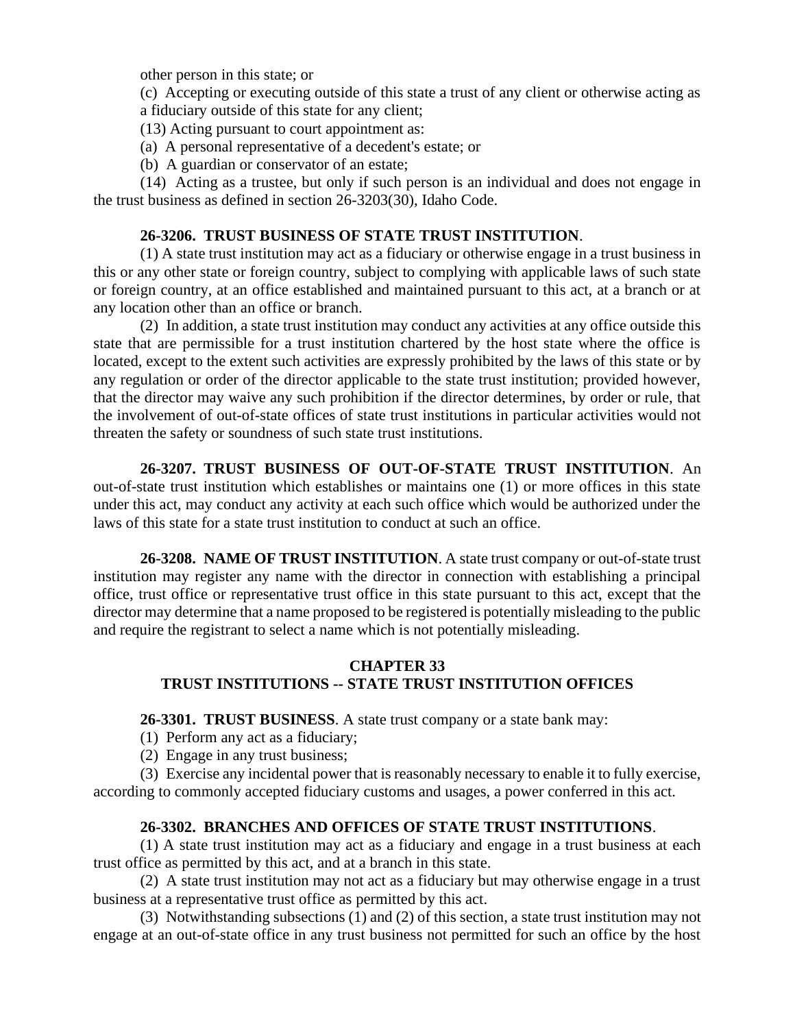other person in this state; or

(c) Accepting or executing outside of this state a trust of any client or otherwise acting as a fiduciary outside of this state for any client;

(13) Acting pursuant to court appointment as:

(a) A personal representative of a decedent's estate; or

(b) A guardian or conservator of an estate;

(14) Acting as a trustee, but only if such person is an individual and does not engage in the trust business as defined in section 26-3203(30), Idaho Code.

**26-3206. TRUST BUSINESS OF STATE TRUST INSTITUTION**.

(1) A state trust institution may act as a fiduciary or otherwise engage in a trust business in this or any other state or foreign country, subject to complying with applicable laws of such state or foreign country, at an office established and maintained pursuant to this act, at a branch or at any location other than an office or branch.

(2) In addition, a state trust institution may conduct any activities at any office outside this state that are permissible for a trust institution chartered by the host state where the office is located, except to the extent such activities are expressly prohibited by the laws of this state or by any regulation or order of the director applicable to the state trust institution; provided however, that the director may waive any such prohibition if the director determines, by order or rule, that the involvement of out-of-state offices of state trust institutions in particular activities would not threaten the safety or soundness of such state trust institutions.

**26-3207. TRUST BUSINESS OF OUT-OF-STATE TRUST INSTITUTION**. An out-of-state trust institution which establishes or maintains one (1) or more offices in this state under this act, may conduct any activity at each such office which would be authorized under the laws of this state for a state trust institution to conduct at such an office.

**26-3208. NAME OF TRUST INSTITUTION**. A state trust company or out-of-state trust institution may register any name with the director in connection with establishing a principal office, trust office or representative trust office in this state pursuant to this act, except that the director may determine that a name proposed to be registered is potentially misleading to the public and require the registrant to select a name which is not potentially misleading.

## CHAPTER 33
## TRUST INSTITUTIONS -- STATE TRUST INSTITUTION OFFICES

**26-3301. TRUST BUSINESS**. A state trust company or a state bank may:

(1) Perform any act as a fiduciary;

(2) Engage in any trust business;

(3) Exercise any incidental power that is reasonably necessary to enable it to fully exercise, according to commonly accepted fiduciary customs and usages, a power conferred in this act.

**26-3302. BRANCHES AND OFFICES OF STATE TRUST INSTITUTIONS**.

(1) A state trust institution may act as a fiduciary and engage in a trust business at each trust office as permitted by this act, and at a branch in this state.

(2) A state trust institution may not act as a fiduciary but may otherwise engage in a trust business at a representative trust office as permitted by this act.

(3) Notwithstanding subsections (1) and (2) of this section, a state trust institution may not engage at an out-of-state office in any trust business not permitted for such an office by the host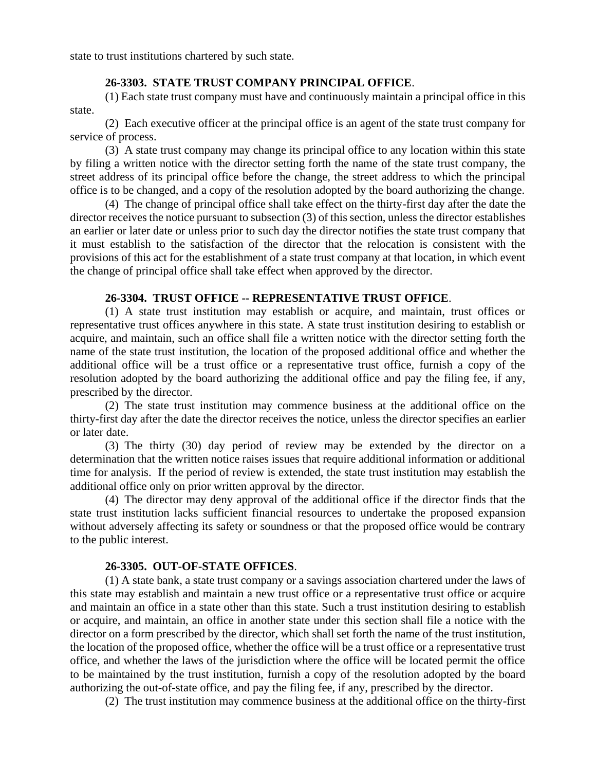state to trust institutions chartered by such state.

**26-3303. STATE TRUST COMPANY PRINCIPAL OFFICE**.

(1) Each state trust company must have and continuously maintain a principal office in this state.

(2) Each executive officer at the principal office is an agent of the state trust company for service of process.

(3) A state trust company may change its principal office to any location within this state by filing a written notice with the director setting forth the name of the state trust company, the street address of its principal office before the change, the street address to which the principal office is to be changed, and a copy of the resolution adopted by the board authorizing the change.

(4) The change of principal office shall take effect on the thirty-first day after the date the director receives the notice pursuant to subsection (3) of this section, unless the director establishes an earlier or later date or unless prior to such day the director notifies the state trust company that it must establish to the satisfaction of the director that the relocation is consistent with the provisions of this act for the establishment of a state trust company at that location, in which event the change of principal office shall take effect when approved by the director.

**26-3304. TRUST OFFICE -- REPRESENTATIVE TRUST OFFICE**.

(1) A state trust institution may establish or acquire, and maintain, trust offices or representative trust offices anywhere in this state. A state trust institution desiring to establish or acquire, and maintain, such an office shall file a written notice with the director setting forth the name of the state trust institution, the location of the proposed additional office and whether the additional office will be a trust office or a representative trust office, furnish a copy of the resolution adopted by the board authorizing the additional office and pay the filing fee, if any, prescribed by the director.

(2) The state trust institution may commence business at the additional office on the thirty-first day after the date the director receives the notice, unless the director specifies an earlier or later date.

(3) The thirty (30) day period of review may be extended by the director on a determination that the written notice raises issues that require additional information or additional time for analysis. If the period of review is extended, the state trust institution may establish the additional office only on prior written approval by the director.

(4) The director may deny approval of the additional office if the director finds that the state trust institution lacks sufficient financial resources to undertake the proposed expansion without adversely affecting its safety or soundness or that the proposed office would be contrary to the public interest.

**26-3305. OUT-OF-STATE OFFICES**.

(1) A state bank, a state trust company or a savings association chartered under the laws of this state may establish and maintain a new trust office or a representative trust office or acquire and maintain an office in a state other than this state. Such a trust institution desiring to establish or acquire, and maintain, an office in another state under this section shall file a notice with the director on a form prescribed by the director, which shall set forth the name of the trust institution, the location of the proposed office, whether the office will be a trust office or a representative trust office, and whether the laws of the jurisdiction where the office will be located permit the office to be maintained by the trust institution, furnish a copy of the resolution adopted by the board authorizing the out-of-state office, and pay the filing fee, if any, prescribed by the director.

(2) The trust institution may commence business at the additional office on the thirty-first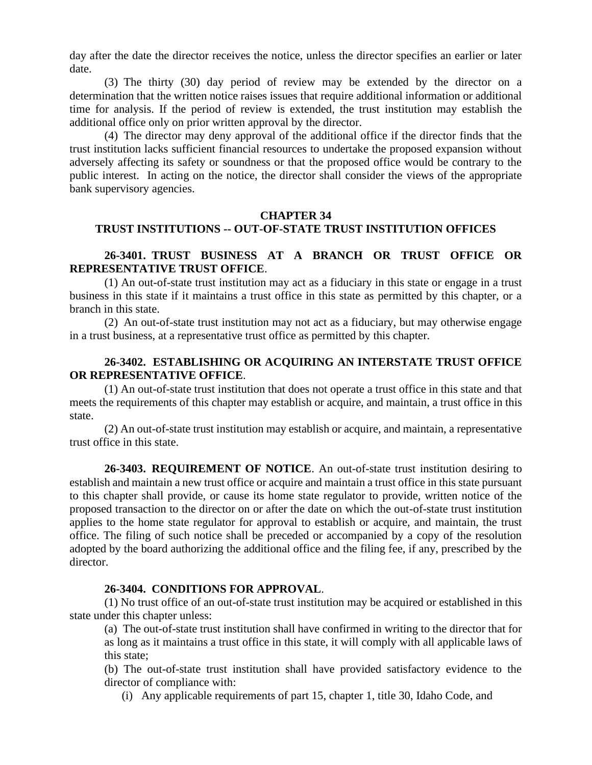day after the date the director receives the notice, unless the director specifies an earlier or later date.

(3) The thirty (30) day period of review may be extended by the director on a determination that the written notice raises issues that require additional information or additional time for analysis. If the period of review is extended, the trust institution may establish the additional office only on prior written approval by the director.

(4) The director may deny approval of the additional office if the director finds that the trust institution lacks sufficient financial resources to undertake the proposed expansion without adversely affecting its safety or soundness or that the proposed office would be contrary to the public interest. In acting on the notice, the director shall consider the views of the appropriate bank supervisory agencies.

## CHAPTER 34
## TRUST INSTITUTIONS -- OUT-OF-STATE TRUST INSTITUTION OFFICES

**26-3401. TRUST BUSINESS AT A BRANCH OR TRUST OFFICE OR REPRESENTATIVE TRUST OFFICE**.

(1) An out-of-state trust institution may act as a fiduciary in this state or engage in a trust business in this state if it maintains a trust office in this state as permitted by this chapter, or a branch in this state.

(2) An out-of-state trust institution may not act as a fiduciary, but may otherwise engage in a trust business, at a representative trust office as permitted by this chapter.

**26-3402. ESTABLISHING OR ACQUIRING AN INTERSTATE TRUST OFFICE OR REPRESENTATIVE OFFICE**.

(1) An out-of-state trust institution that does not operate a trust office in this state and that meets the requirements of this chapter may establish or acquire, and maintain, a trust office in this state.

(2) An out-of-state trust institution may establish or acquire, and maintain, a representative trust office in this state.

**26-3403. REQUIREMENT OF NOTICE**. An out-of-state trust institution desiring to establish and maintain a new trust office or acquire and maintain a trust office in this state pursuant to this chapter shall provide, or cause its home state regulator to provide, written notice of the proposed transaction to the director on or after the date on which the out-of-state trust institution applies to the home state regulator for approval to establish or acquire, and maintain, the trust office. The filing of such notice shall be preceded or accompanied by a copy of the resolution adopted by the board authorizing the additional office and the filing fee, if any, prescribed by the director.

**26-3404. CONDITIONS FOR APPROVAL**.

(1) No trust office of an out-of-state trust institution may be acquired or established in this state under this chapter unless:

(a) The out-of-state trust institution shall have confirmed in writing to the director that for as long as it maintains a trust office in this state, it will comply with all applicable laws of this state;

(b) The out-of-state trust institution shall have provided satisfactory evidence to the director of compliance with:

(i) Any applicable requirements of part 15, chapter 1, title 30, Idaho Code, and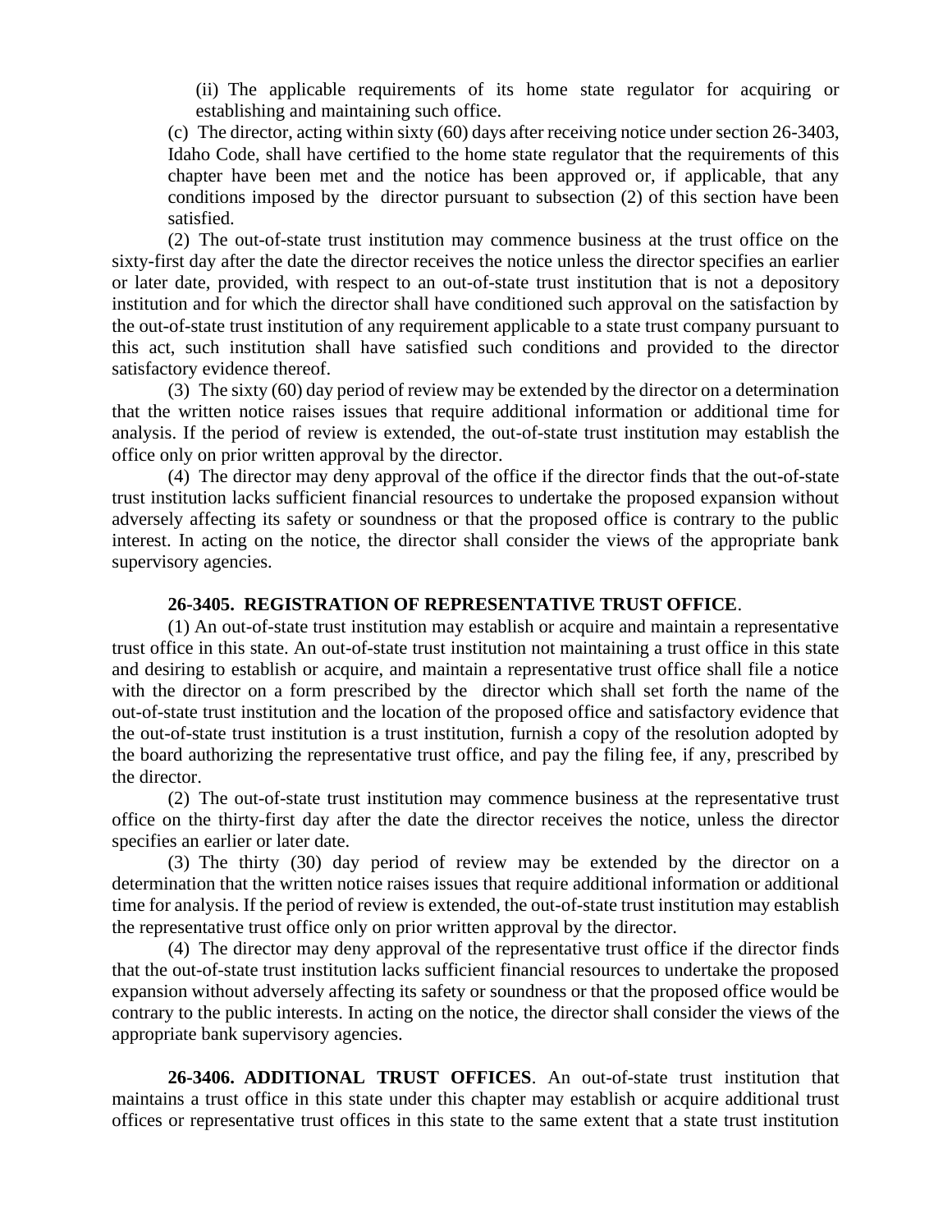(ii) The applicable requirements of its home state regulator for acquiring or establishing and maintaining such office.

(c) The director, acting within sixty (60) days after receiving notice under section 26-3403, Idaho Code, shall have certified to the home state regulator that the requirements of this chapter have been met and the notice has been approved or, if applicable, that any conditions imposed by the director pursuant to subsection (2) of this section have been satisfied.

(2) The out-of-state trust institution may commence business at the trust office on the sixty-first day after the date the director receives the notice unless the director specifies an earlier or later date, provided, with respect to an out-of-state trust institution that is not a depository institution and for which the director shall have conditioned such approval on the satisfaction by the out-of-state trust institution of any requirement applicable to a state trust company pursuant to this act, such institution shall have satisfied such conditions and provided to the director satisfactory evidence thereof.

(3) The sixty (60) day period of review may be extended by the director on a determination that the written notice raises issues that require additional information or additional time for analysis. If the period of review is extended, the out-of-state trust institution may establish the office only on prior written approval by the director.

(4) The director may deny approval of the office if the director finds that the out-of-state trust institution lacks sufficient financial resources to undertake the proposed expansion without adversely affecting its safety or soundness or that the proposed office is contrary to the public interest. In acting on the notice, the director shall consider the views of the appropriate bank supervisory agencies.

**26-3405. REGISTRATION OF REPRESENTATIVE TRUST OFFICE**.

(1) An out-of-state trust institution may establish or acquire and maintain a representative trust office in this state. An out-of-state trust institution not maintaining a trust office in this state and desiring to establish or acquire, and maintain a representative trust office shall file a notice with the director on a form prescribed by the director which shall set forth the name of the out-of-state trust institution and the location of the proposed office and satisfactory evidence that the out-of-state trust institution is a trust institution, furnish a copy of the resolution adopted by the board authorizing the representative trust office, and pay the filing fee, if any, prescribed by the director.

(2) The out-of-state trust institution may commence business at the representative trust office on the thirty-first day after the date the director receives the notice, unless the director specifies an earlier or later date.

(3) The thirty (30) day period of review may be extended by the director on a determination that the written notice raises issues that require additional information or additional time for analysis. If the period of review is extended, the out-of-state trust institution may establish the representative trust office only on prior written approval by the director.

(4) The director may deny approval of the representative trust office if the director finds that the out-of-state trust institution lacks sufficient financial resources to undertake the proposed expansion without adversely affecting its safety or soundness or that the proposed office would be contrary to the public interests. In acting on the notice, the director shall consider the views of the appropriate bank supervisory agencies.

**26-3406. ADDITIONAL TRUST OFFICES**. An out-of-state trust institution that maintains a trust office in this state under this chapter may establish or acquire additional trust offices or representative trust offices in this state to the same extent that a state trust institution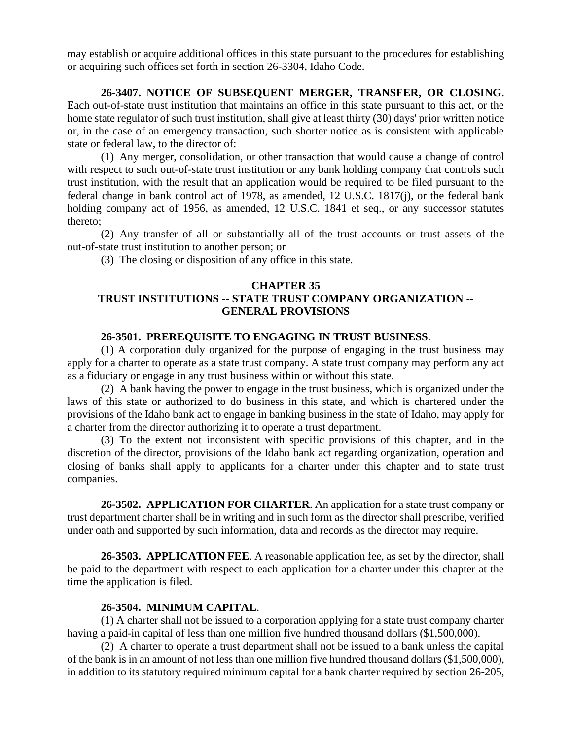may establish or acquire additional offices in this state pursuant to the procedures for establishing or acquiring such offices set forth in section 26-3304, Idaho Code.

**26-3407. NOTICE OF SUBSEQUENT MERGER, TRANSFER, OR CLOSING**. Each out-of-state trust institution that maintains an office in this state pursuant to this act, or the home state regulator of such trust institution, shall give at least thirty (30) days' prior written notice or, in the case of an emergency transaction, such shorter notice as is consistent with applicable state or federal law, to the director of:

(1) Any merger, consolidation, or other transaction that would cause a change of control with respect to such out-of-state trust institution or any bank holding company that controls such trust institution, with the result that an application would be required to be filed pursuant to the federal change in bank control act of 1978, as amended, 12 U.S.C. 1817(j), or the federal bank holding company act of 1956, as amended, 12 U.S.C. 1841 et seq., or any successor statutes thereto;

(2) Any transfer of all or substantially all of the trust accounts or trust assets of the out-of-state trust institution to another person; or

(3) The closing or disposition of any office in this state.

## CHAPTER 35
## TRUST INSTITUTIONS -- STATE TRUST COMPANY ORGANIZATION -- GENERAL PROVISIONS

**26-3501. PREREQUISITE TO ENGAGING IN TRUST BUSINESS**.

(1) A corporation duly organized for the purpose of engaging in the trust business may apply for a charter to operate as a state trust company. A state trust company may perform any act as a fiduciary or engage in any trust business within or without this state.

(2) A bank having the power to engage in the trust business, which is organized under the laws of this state or authorized to do business in this state, and which is chartered under the provisions of the Idaho bank act to engage in banking business in the state of Idaho, may apply for a charter from the director authorizing it to operate a trust department.

(3) To the extent not inconsistent with specific provisions of this chapter, and in the discretion of the director, provisions of the Idaho bank act regarding organization, operation and closing of banks shall apply to applicants for a charter under this chapter and to state trust companies.

**26-3502. APPLICATION FOR CHARTER**. An application for a state trust company or trust department charter shall be in writing and in such form as the director shall prescribe, verified under oath and supported by such information, data and records as the director may require.

**26-3503. APPLICATION FEE**. A reasonable application fee, as set by the director, shall be paid to the department with respect to each application for a charter under this chapter at the time the application is filed.

**26-3504. MINIMUM CAPITAL**.

(1) A charter shall not be issued to a corporation applying for a state trust company charter having a paid-in capital of less than one million five hundred thousand dollars ($1,500,000).

(2) A charter to operate a trust department shall not be issued to a bank unless the capital of the bank is in an amount of not less than one million five hundred thousand dollars ($1,500,000), in addition to its statutory required minimum capital for a bank charter required by section 26-205,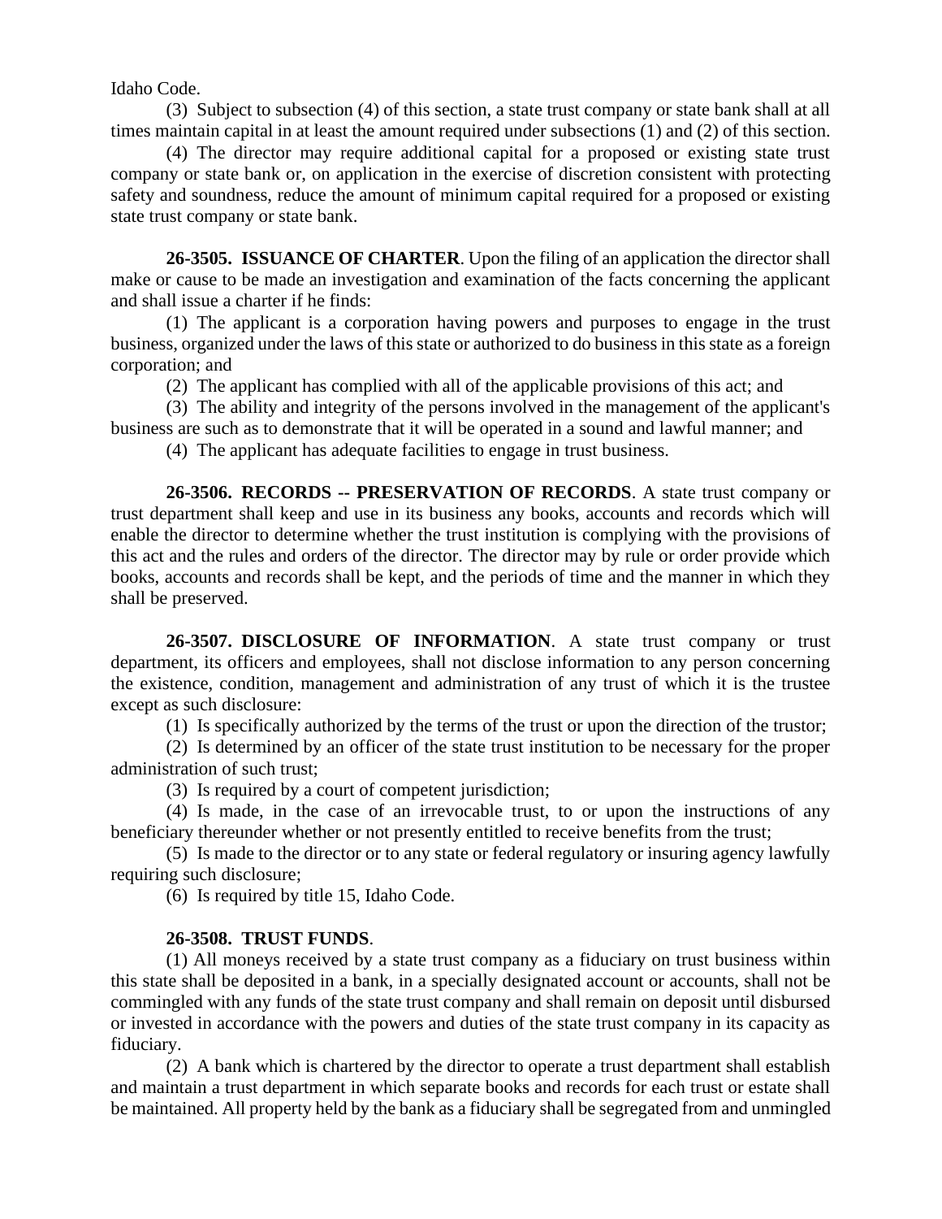Idaho Code.

(3) Subject to subsection (4) of this section, a state trust company or state bank shall at all times maintain capital in at least the amount required under subsections (1) and (2) of this section.

(4) The director may require additional capital for a proposed or existing state trust company or state bank or, on application in the exercise of discretion consistent with protecting safety and soundness, reduce the amount of minimum capital required for a proposed or existing state trust company or state bank.

**26-3505. ISSUANCE OF CHARTER**. Upon the filing of an application the director shall make or cause to be made an investigation and examination of the facts concerning the applicant and shall issue a charter if he finds:

(1) The applicant is a corporation having powers and purposes to engage in the trust business, organized under the laws of this state or authorized to do business in this state as a foreign corporation; and

(2) The applicant has complied with all of the applicable provisions of this act; and

(3) The ability and integrity of the persons involved in the management of the applicant's business are such as to demonstrate that it will be operated in a sound and lawful manner; and

(4) The applicant has adequate facilities to engage in trust business.

**26-3506. RECORDS -- PRESERVATION OF RECORDS**. A state trust company or trust department shall keep and use in its business any books, accounts and records which will enable the director to determine whether the trust institution is complying with the provisions of this act and the rules and orders of the director. The director may by rule or order provide which books, accounts and records shall be kept, and the periods of time and the manner in which they shall be preserved.

**26-3507. DISCLOSURE OF INFORMATION**. A state trust company or trust department, its officers and employees, shall not disclose information to any person concerning the existence, condition, management and administration of any trust of which it is the trustee except as such disclosure:

(1) Is specifically authorized by the terms of the trust or upon the direction of the trustor;

(2) Is determined by an officer of the state trust institution to be necessary for the proper administration of such trust;

(3) Is required by a court of competent jurisdiction;

(4) Is made, in the case of an irrevocable trust, to or upon the instructions of any beneficiary thereunder whether or not presently entitled to receive benefits from the trust;

(5) Is made to the director or to any state or federal regulatory or insuring agency lawfully requiring such disclosure;

(6) Is required by title 15, Idaho Code.

**26-3508. TRUST FUNDS**.

(1) All moneys received by a state trust company as a fiduciary on trust business within this state shall be deposited in a bank, in a specially designated account or accounts, shall not be commingled with any funds of the state trust company and shall remain on deposit until disbursed or invested in accordance with the powers and duties of the state trust company in its capacity as fiduciary.

(2) A bank which is chartered by the director to operate a trust department shall establish and maintain a trust department in which separate books and records for each trust or estate shall be maintained. All property held by the bank as a fiduciary shall be segregated from and unmingled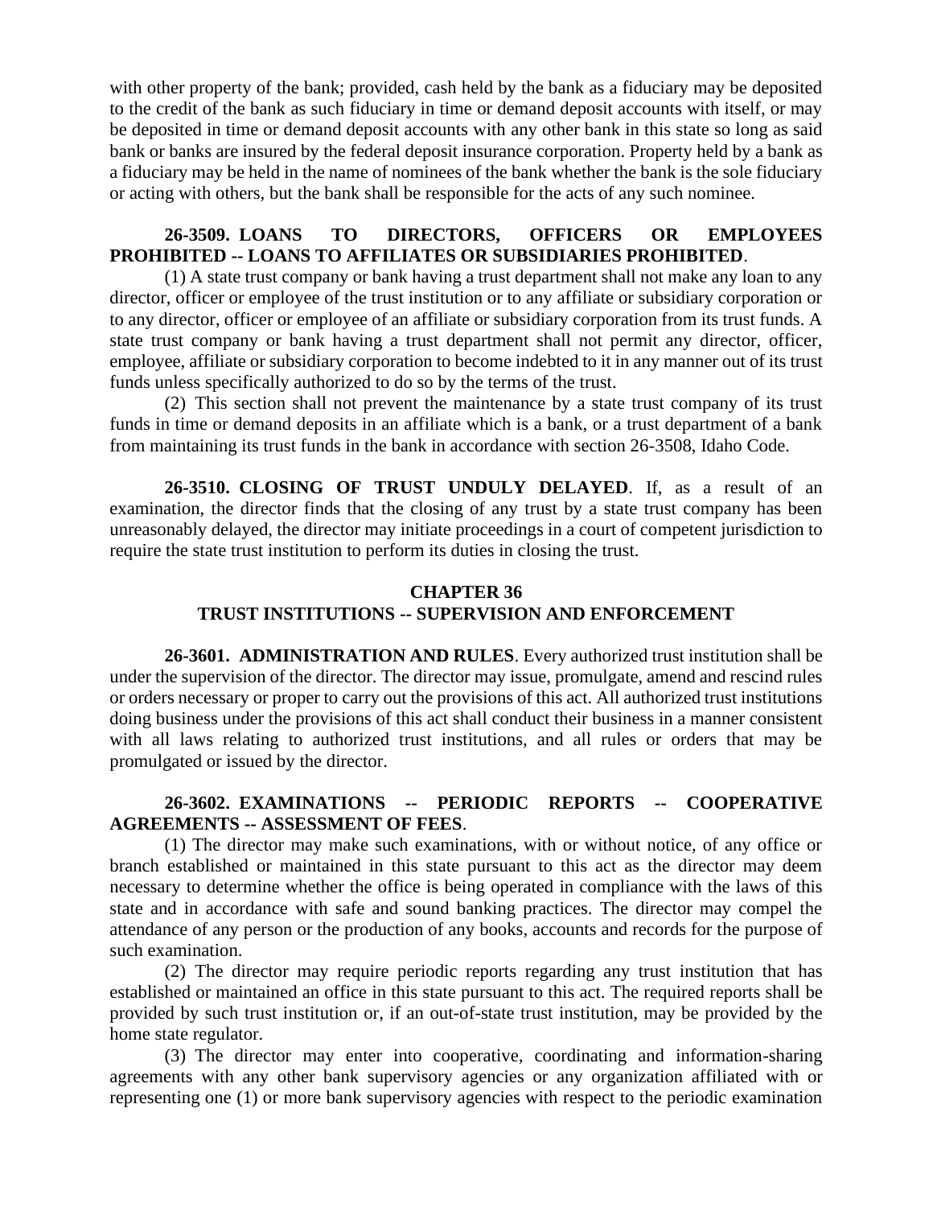with other property of the bank; provided, cash held by the bank as a fiduciary may be deposited to the credit of the bank as such fiduciary in time or demand deposit accounts with itself, or may be deposited in time or demand deposit accounts with any other bank in this state so long as said bank or banks are insured by the federal deposit insurance corporation. Property held by a bank as a fiduciary may be held in the name of nominees of the bank whether the bank is the sole fiduciary or acting with others, but the bank shall be responsible for the acts of any such nominee.

**26-3509. LOANS TO DIRECTORS, OFFICERS OR EMPLOYEES PROHIBITED -- LOANS TO AFFILIATES OR SUBSIDIARIES PROHIBITED**.

(1) A state trust company or bank having a trust department shall not make any loan to any director, officer or employee of the trust institution or to any affiliate or subsidiary corporation or to any director, officer or employee of an affiliate or subsidiary corporation from its trust funds. A state trust company or bank having a trust department shall not permit any director, officer, employee, affiliate or subsidiary corporation to become indebted to it in any manner out of its trust funds unless specifically authorized to do so by the terms of the trust.

(2) This section shall not prevent the maintenance by a state trust company of its trust funds in time or demand deposits in an affiliate which is a bank, or a trust department of a bank from maintaining its trust funds in the bank in accordance with section 26-3508, Idaho Code.

**26-3510. CLOSING OF TRUST UNDULY DELAYED**. If, as a result of an examination, the director finds that the closing of any trust by a state trust company has been unreasonably delayed, the director may initiate proceedings in a court of competent jurisdiction to require the state trust institution to perform its duties in closing the trust.

## CHAPTER 36
## TRUST INSTITUTIONS -- SUPERVISION AND ENFORCEMENT

**26-3601. ADMINISTRATION AND RULES**. Every authorized trust institution shall be under the supervision of the director. The director may issue, promulgate, amend and rescind rules or orders necessary or proper to carry out the provisions of this act. All authorized trust institutions doing business under the provisions of this act shall conduct their business in a manner consistent with all laws relating to authorized trust institutions, and all rules or orders that may be promulgated or issued by the director.

**26-3602. EXAMINATIONS -- PERIODIC REPORTS -- COOPERATIVE AGREEMENTS -- ASSESSMENT OF FEES**.

(1) The director may make such examinations, with or without notice, of any office or branch established or maintained in this state pursuant to this act as the director may deem necessary to determine whether the office is being operated in compliance with the laws of this state and in accordance with safe and sound banking practices. The director may compel the attendance of any person or the production of any books, accounts and records for the purpose of such examination.

(2) The director may require periodic reports regarding any trust institution that has established or maintained an office in this state pursuant to this act. The required reports shall be provided by such trust institution or, if an out-of-state trust institution, may be provided by the home state regulator.

(3) The director may enter into cooperative, coordinating and information-sharing agreements with any other bank supervisory agencies or any organization affiliated with or representing one (1) or more bank supervisory agencies with respect to the periodic examination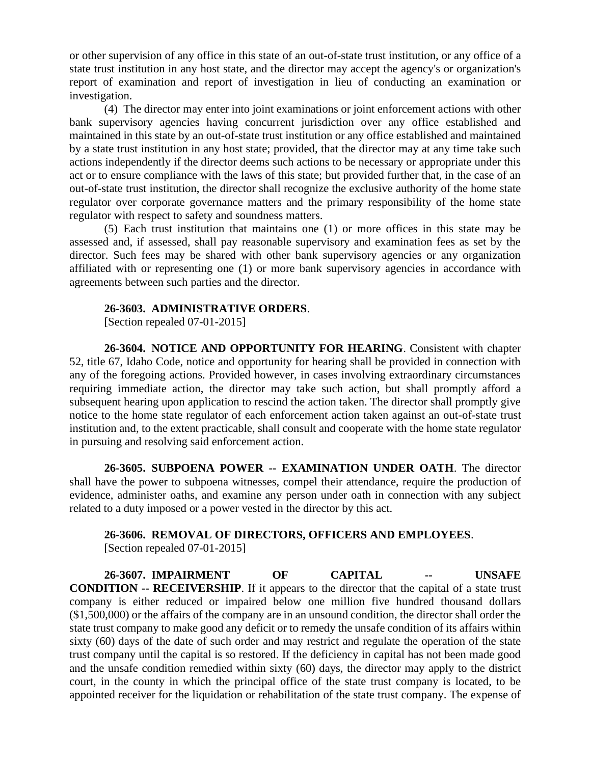or other supervision of any office in this state of an out-of-state trust institution, or any office of a state trust institution in any host state, and the director may accept the agency's or organization's report of examination and report of investigation in lieu of conducting an examination or investigation.

(4) The director may enter into joint examinations or joint enforcement actions with other bank supervisory agencies having concurrent jurisdiction over any office established and maintained in this state by an out-of-state trust institution or any office established and maintained by a state trust institution in any host state; provided, that the director may at any time take such actions independently if the director deems such actions to be necessary or appropriate under this act or to ensure compliance with the laws of this state; but provided further that, in the case of an out-of-state trust institution, the director shall recognize the exclusive authority of the home state regulator over corporate governance matters and the primary responsibility of the home state regulator with respect to safety and soundness matters.

(5) Each trust institution that maintains one (1) or more offices in this state may be assessed and, if assessed, shall pay reasonable supervisory and examination fees as set by the director. Such fees may be shared with other bank supervisory agencies or any organization affiliated with or representing one (1) or more bank supervisory agencies in accordance with agreements between such parties and the director.

**26-3603. ADMINISTRATIVE ORDERS**.
[Section repealed 07-01-2015]

**26-3604. NOTICE AND OPPORTUNITY FOR HEARING**. Consistent with chapter 52, title 67, Idaho Code, notice and opportunity for hearing shall be provided in connection with any of the foregoing actions. Provided however, in cases involving extraordinary circumstances requiring immediate action, the director may take such action, but shall promptly afford a subsequent hearing upon application to rescind the action taken. The director shall promptly give notice to the home state regulator of each enforcement action taken against an out-of-state trust institution and, to the extent practicable, shall consult and cooperate with the home state regulator in pursuing and resolving said enforcement action.

**26-3605. SUBPOENA POWER -- EXAMINATION UNDER OATH**. The director shall have the power to subpoena witnesses, compel their attendance, require the production of evidence, administer oaths, and examine any person under oath in connection with any subject related to a duty imposed or a power vested in the director by this act.

**26-3606. REMOVAL OF DIRECTORS, OFFICERS AND EMPLOYEES**.
[Section repealed 07-01-2015]

**26-3607. IMPAIRMENT OF CAPITAL -- UNSAFE CONDITION -- RECEIVERSHIP**. If it appears to the director that the capital of a state trust company is either reduced or impaired below one million five hundred thousand dollars ($1,500,000) or the affairs of the company are in an unsound condition, the director shall order the state trust company to make good any deficit or to remedy the unsafe condition of its affairs within sixty (60) days of the date of such order and may restrict and regulate the operation of the state trust company until the capital is so restored. If the deficiency in capital has not been made good and the unsafe condition remedied within sixty (60) days, the director may apply to the district court, in the county in which the principal office of the state trust company is located, to be appointed receiver for the liquidation or rehabilitation of the state trust company. The expense of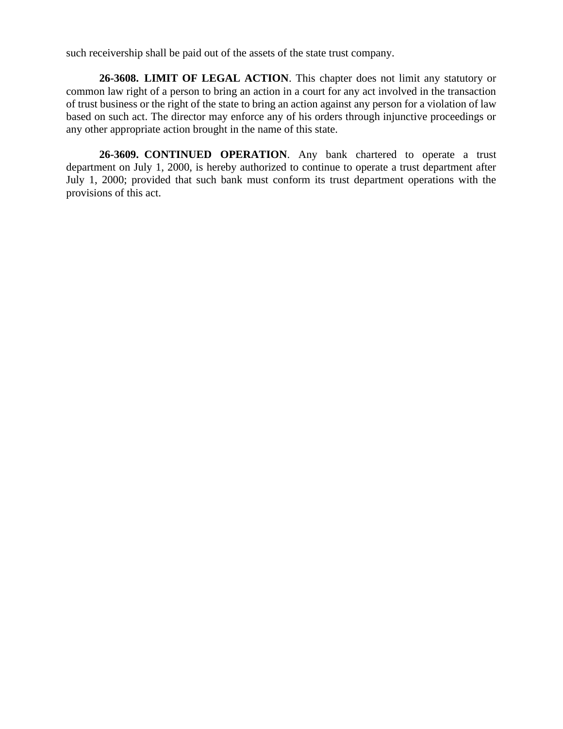such receivership shall be paid out of the assets of the state trust company.

**26-3608. LIMIT OF LEGAL ACTION**. This chapter does not limit any statutory or common law right of a person to bring an action in a court for any act involved in the transaction of trust business or the right of the state to bring an action against any person for a violation of law based on such act. The director may enforce any of his orders through injunctive proceedings or any other appropriate action brought in the name of this state.

**26-3609. CONTINUED OPERATION**. Any bank chartered to operate a trust department on July 1, 2000, is hereby authorized to continue to operate a trust department after July 1, 2000; provided that such bank must conform its trust department operations with the provisions of this act.